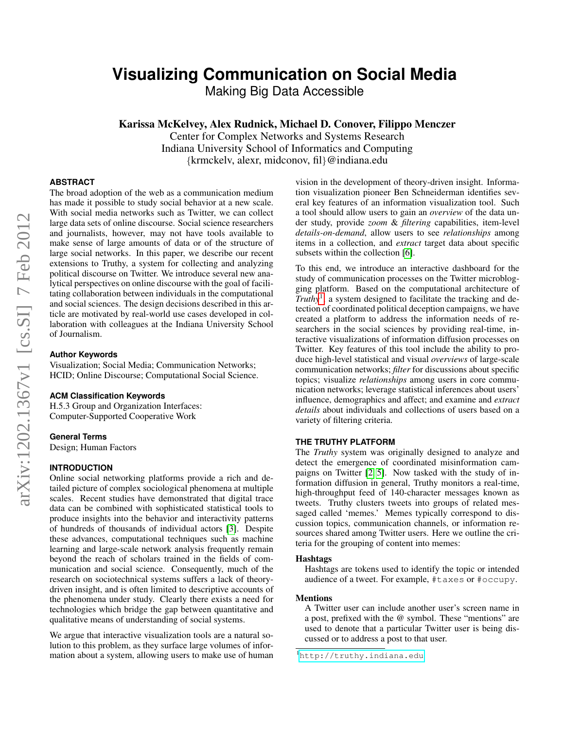# Visualizing Communication on Social Media

Making Big Data Accessible

**Karissa McKelvey, Alex Rudnick, Michael D. Conover, Filippo Menczer**

Center for Complex Networks and Systems Research
Indiana University School of Informatics and Computing
{krmckelv, alexr, midconov, fil}@indiana.edu

## ABSTRACT

The broad adoption of the web as a communication medium has made it possible to study social behavior at a new scale. With social media networks such as Twitter, we can collect large data sets of online discourse. Social science researchers and journalists, however, may not have tools available to make sense of large amounts of data or of the structure of large social networks. In this paper, we describe our recent extensions to Truthy, a system for collecting and analyzing political discourse on Twitter. We introduce several new analytical perspectives on online discourse with the goal of facilitating collaboration between individuals in the computational and social sciences. The design decisions described in this article are motivated by real-world use cases developed in collaboration with colleagues at the Indiana University School of Journalism.

### Author Keywords

Visualization; Social Media; Communication Networks; HCID; Online Discourse; Computational Social Science.

### ACM Classification Keywords

H.5.3 Group and Organization Interfaces: Computer-Supported Cooperative Work

### General Terms

Design; Human Factors

## INTRODUCTION

Online social networking platforms provide a rich and detailed picture of complex sociological phenomena at multiple scales. Recent studies have demonstrated that digital trace data can be combined with sophisticated statistical tools to produce insights into the behavior and interactivity patterns of hundreds of thousands of individual actors [3]. Despite these advances, computational techniques such as machine learning and large-scale network analysis frequently remain beyond the reach of scholars trained in the fields of communication and social science. Consequently, much of the research on sociotechnical systems suffers a lack of theory-driven insight, and is often limited to descriptive accounts of the phenomena under study. Clearly there exists a need for technologies which bridge the gap between quantitative and qualitative means of understanding of social systems.

We argue that interactive visualization tools are a natural solution to this problem, as they surface large volumes of information about a system, allowing users to make use of human vision in the development of theory-driven insight. Information visualization pioneer Ben Schneiderman identifies several key features of an information visualization tool. Such a tool should allow users to gain an *overview* of the data under study, provide *zoom* & *filtering* capabilities, item-level *details-on-demand*, allow users to see *relationships* among items in a collection, and *extract* target data about specific subsets within the collection [6].

To this end, we introduce an interactive dashboard for the study of communication processes on the Twitter microblogging platform. Based on the computational architecture of *Truthy*[1], a system designed to facilitate the tracking and detection of coordinated political deception campaigns, we have created a platform to address the information needs of researchers in the social sciences by providing real-time, interactive visualizations of information diffusion processes on Twitter. Key features of this tool include the ability to produce high-level statistical and visual *overviews* of large-scale communication networks; *filter* for discussions about specific topics; visualize *relationships* among users in core communication networks; leverage statistical inferences about users' influence, demographics and affect; and examine and *extract details* about individuals and collections of users based on a variety of filtering criteria.

## THE TRUTHY PLATFORM

The *Truthy* system was originally designed to analyze and detect the emergence of coordinated misinformation campaigns on Twitter [2, 5]. Now tasked with the study of information diffusion in general, Truthy monitors a real-time, high-throughput feed of 140-character messages known as tweets. Truthy clusters tweets into groups of related messaged called 'memes.' Memes typically correspond to discussion topics, communication channels, or information resources shared among Twitter users. Here we outline the criteria for the grouping of content into memes:

**Hashtags**
Hashtags are tokens used to identify the topic or intended audience of a tweet. For example, `#taxes` or `#occupy`.

**Mentions**
A Twitter user can include another user's screen name in a post, prefixed with the @ symbol. These "mentions" are used to denote that a particular Twitter user is being discussed or to address a post to that user.

[1] http://truthy.indiana.edu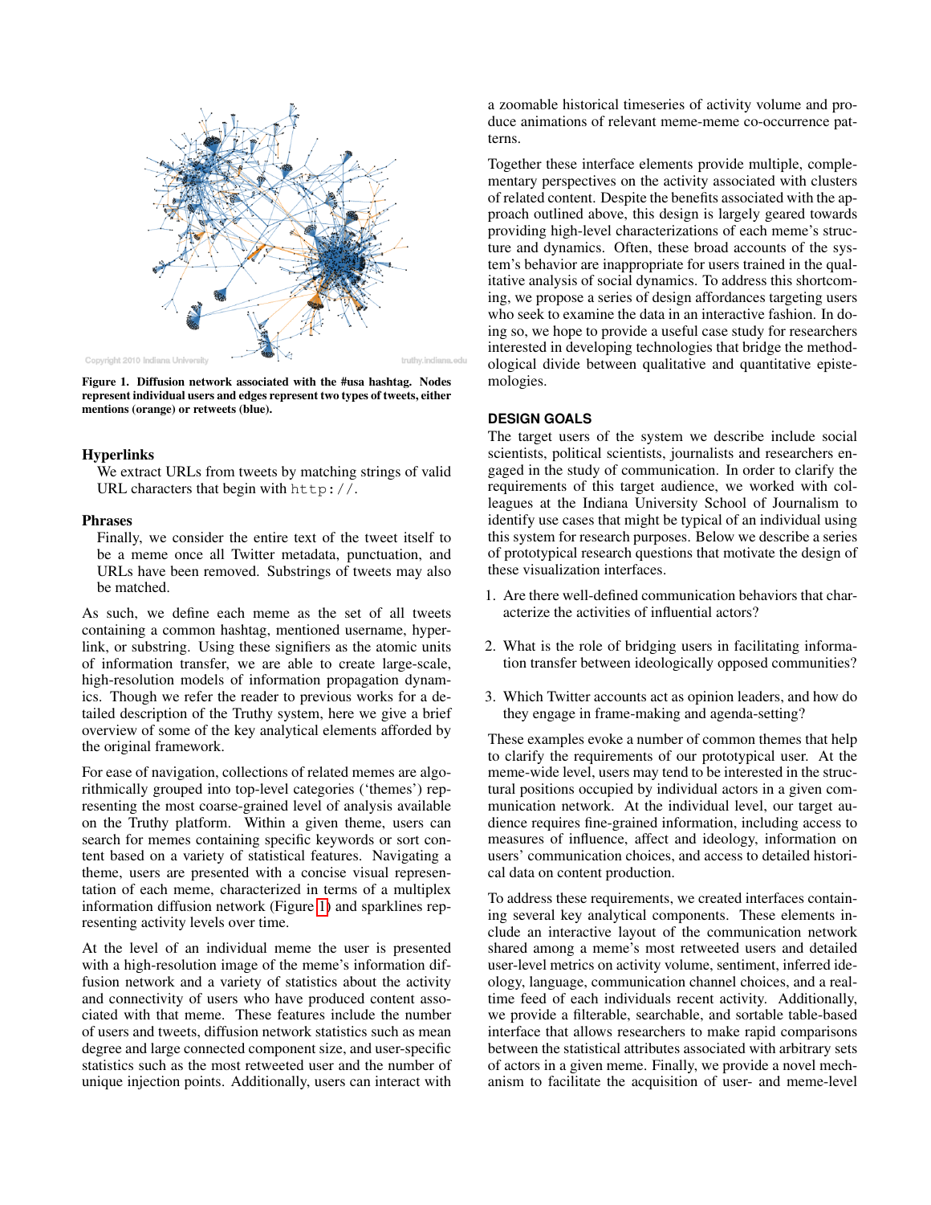Figure 1. Diffusion network associated with the #usa hashtag. Nodes represent individual users and edges represent two types of tweets, either mentions (orange) or retweets (blue).

### Hyperlinks

We extract URLs from tweets by matching strings of valid URL characters that begin with `http://`.

### Phrases

Finally, we consider the entire text of the tweet itself to be a meme once all Twitter metadata, punctuation, and URLs have been removed. Substrings of tweets may also be matched.

As such, we define each meme as the set of all tweets containing a common hashtag, mentioned username, hyperlink, or substring. Using these signifiers as the atomic units of information transfer, we are able to create large-scale, high-resolution models of information propagation dynamics. Though we refer the reader to previous works for a detailed description of the Truthy system, here we give a brief overview of some of the key analytical elements afforded by the original framework.

For ease of navigation, collections of related memes are algorithmically grouped into top-level categories ('themes') representing the most coarse-grained level of analysis available on the Truthy platform. Within a given theme, users can search for memes containing specific keywords or sort content based on a variety of statistical features. Navigating a theme, users are presented with a concise visual representation of each meme, characterized in terms of a multiplex information diffusion network (Figure 1) and sparklines representing activity levels over time.

At the level of an individual meme the user is presented with a high-resolution image of the meme's information diffusion network and a variety of statistics about the activity and connectivity of users who have produced content associated with that meme. These features include the number of users and tweets, diffusion network statistics such as mean degree and large connected component size, and user-specific statistics such as the most retweeted user and the number of unique injection points. Additionally, users can interact with a zoomable historical timeseries of activity volume and produce animations of relevant meme-meme co-occurrence patterns.

Together these interface elements provide multiple, complementary perspectives on the activity associated with clusters of related content. Despite the benefits associated with the approach outlined above, this design is largely geared towards providing high-level characterizations of each meme's structure and dynamics. Often, these broad accounts of the system's behavior are inappropriate for users trained in the qualitative analysis of social dynamics. To address this shortcoming, we propose a series of design affordances targeting users who seek to examine the data in an interactive fashion. In doing so, we hope to provide a useful case study for researchers interested in developing technologies that bridge the methodological divide between qualitative and quantitative epistemologies.

## DESIGN GOALS

The target users of the system we describe include social scientists, political scientists, journalists and researchers engaged in the study of communication. In order to clarify the requirements of this target audience, we worked with colleagues at the Indiana University School of Journalism to identify use cases that might be typical of an individual using this system for research purposes. Below we describe a series of prototypical research questions that motivate the design of these visualization interfaces.

1. Are there well-defined communication behaviors that characterize the activities of influential actors?
2. What is the role of bridging users in facilitating information transfer between ideologically opposed communities?
3. Which Twitter accounts act as opinion leaders, and how do they engage in frame-making and agenda-setting?

These examples evoke a number of common themes that help to clarify the requirements of our prototypical user. At the meme-wide level, users may tend to be interested in the structural positions occupied by individual actors in a given communication network. At the individual level, our target audience requires fine-grained information, including access to measures of influence, affect and ideology, information on users' communication choices, and access to detailed historical data on content production.

To address these requirements, we created interfaces containing several key analytical components. These elements include an interactive layout of the communication network shared among a meme's most retweeted users and detailed user-level metrics on activity volume, sentiment, inferred ideology, language, communication channel choices, and a real-time feed of each individuals recent activity. Additionally, we provide a filterable, searchable, and sortable table-based interface that allows researchers to make rapid comparisons between the statistical attributes associated with arbitrary sets of actors in a given meme. Finally, we provide a novel mechanism to facilitate the acquisition of user- and meme-level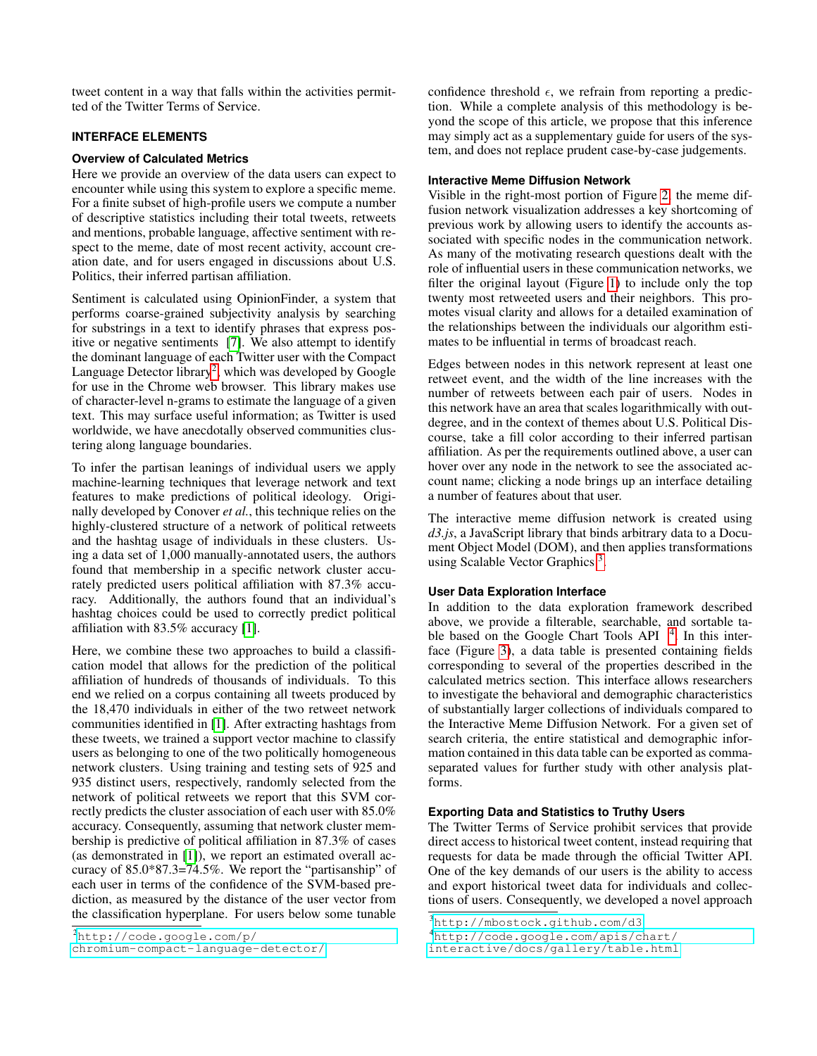tweet content in a way that falls within the activities permitted of the Twitter Terms of Service.

## INTERFACE ELEMENTS

### Overview of Calculated Metrics

Here we provide an overview of the data users can expect to encounter while using this system to explore a specific meme. For a finite subset of high-profile users we compute a number of descriptive statistics including their total tweets, retweets and mentions, probable language, affective sentiment with respect to the meme, date of most recent activity, account creation date, and for users engaged in discussions about U.S. Politics, their inferred partisan affiliation.

Sentiment is calculated using OpinionFinder, a system that performs coarse-grained subjectivity analysis by searching for substrings in a text to identify phrases that express positive or negative sentiments [7]. We also attempt to identify the dominant language of each Twitter user with the Compact Language Detector library[2], which was developed by Google for use in the Chrome web browser. This library makes use of character-level n-grams to estimate the language of a given text. This may surface useful information; as Twitter is used worldwide, we have anecdotally observed communities clustering along language boundaries.

To infer the partisan leanings of individual users we apply machine-learning techniques that leverage network and text features to make predictions of political ideology. Originally developed by Conover *et al.*, this technique relies on the highly-clustered structure of a network of political retweets and the hashtag usage of individuals in these clusters. Using a data set of 1,000 manually-annotated users, the authors found that membership in a specific network cluster accurately predicted users political affiliation with 87.3% accuracy. Additionally, the authors found that an individual's hashtag choices could be used to correctly predict political affiliation with 83.5% accuracy [1].

Here, we combine these two approaches to build a classification model that allows for the prediction of the political affiliation of hundreds of thousands of individuals. To this end we relied on a corpus containing all tweets produced by the 18,470 individuals in either of the two retweet network communities identified in [1]. After extracting hashtags from these tweets, we trained a support vector machine to classify users as belonging to one of the two politically homogeneous network clusters. Using training and testing sets of 925 and 935 distinct users, respectively, randomly selected from the network of political retweets we report that this SVM correctly predicts the cluster association of each user with 85.0% accuracy. Consequently, assuming that network cluster membership is predictive of political affiliation in 87.3% of cases (as demonstrated in [1]), we report an estimated overall accuracy of 85.0*87.3=74.5%. We report the "partisanship" of each user in terms of the confidence of the SVM-based prediction, as measured by the distance of the user vector from the classification hyperplane. For users below some tunable confidence threshold $\epsilon$, we refrain from reporting a prediction. While a complete analysis of this methodology is beyond the scope of this article, we propose that this inference may simply act as a supplementary guide for users of the system, and does not replace prudent case-by-case judgements.

### Interactive Meme Diffusion Network

Visible in the right-most portion of Figure 2, the meme diffusion network visualization addresses a key shortcoming of previous work by allowing users to identify the accounts associated with specific nodes in the communication network. As many of the motivating research questions dealt with the role of influential users in these communication networks, we filter the original layout (Figure 1) to include only the top twenty most retweeted users and their neighbors. This promotes visual clarity and allows for a detailed examination of the relationships between the individuals our algorithm estimates to be influential in terms of broadcast reach.

Edges between nodes in this network represent at least one retweet event, and the width of the line increases with the number of retweets between each pair of users. Nodes in this network have an area that scales logarithmically with outdegree, and in the context of themes about U.S. Political Discourse, take a fill color according to their inferred partisan affiliation. As per the requirements outlined above, a user can hover over any node in the network to see the associated account name; clicking a node brings up an interface detailing a number of features about that user.

The interactive meme diffusion network is created using *d3.js*, a JavaScript library that binds arbitrary data to a Document Object Model (DOM), and then applies transformations using Scalable Vector Graphics[3].

### User Data Exploration Interface

In addition to the data exploration framework described above, we provide a filterable, searchable, and sortable table based on the Google Chart Tools API [4]. In this interface (Figure 3), a data table is presented containing fields corresponding to several of the properties described in the calculated metrics section. This interface allows researchers to investigate the behavioral and demographic characteristics of substantially larger collections of individuals compared to the Interactive Meme Diffusion Network. For a given set of search criteria, the entire statistical and demographic information contained in this data table can be exported as comma-separated values for further study with other analysis platforms.

### Exporting Data and Statistics to Truthy Users

The Twitter Terms of Service prohibit services that provide direct access to historical tweet content, instead requiring that requests for data be made through the official Twitter API. One of the key demands of our users is the ability to access and export historical tweet data for individuals and collections of users. Consequently, we developed a novel approach

[2] http://code.google.com/p/chromium-compact-language-detector/

[3] http://mbostock.github.com/d3

[4] http://code.google.com/apis/chart/interactive/docs/gallery/table.html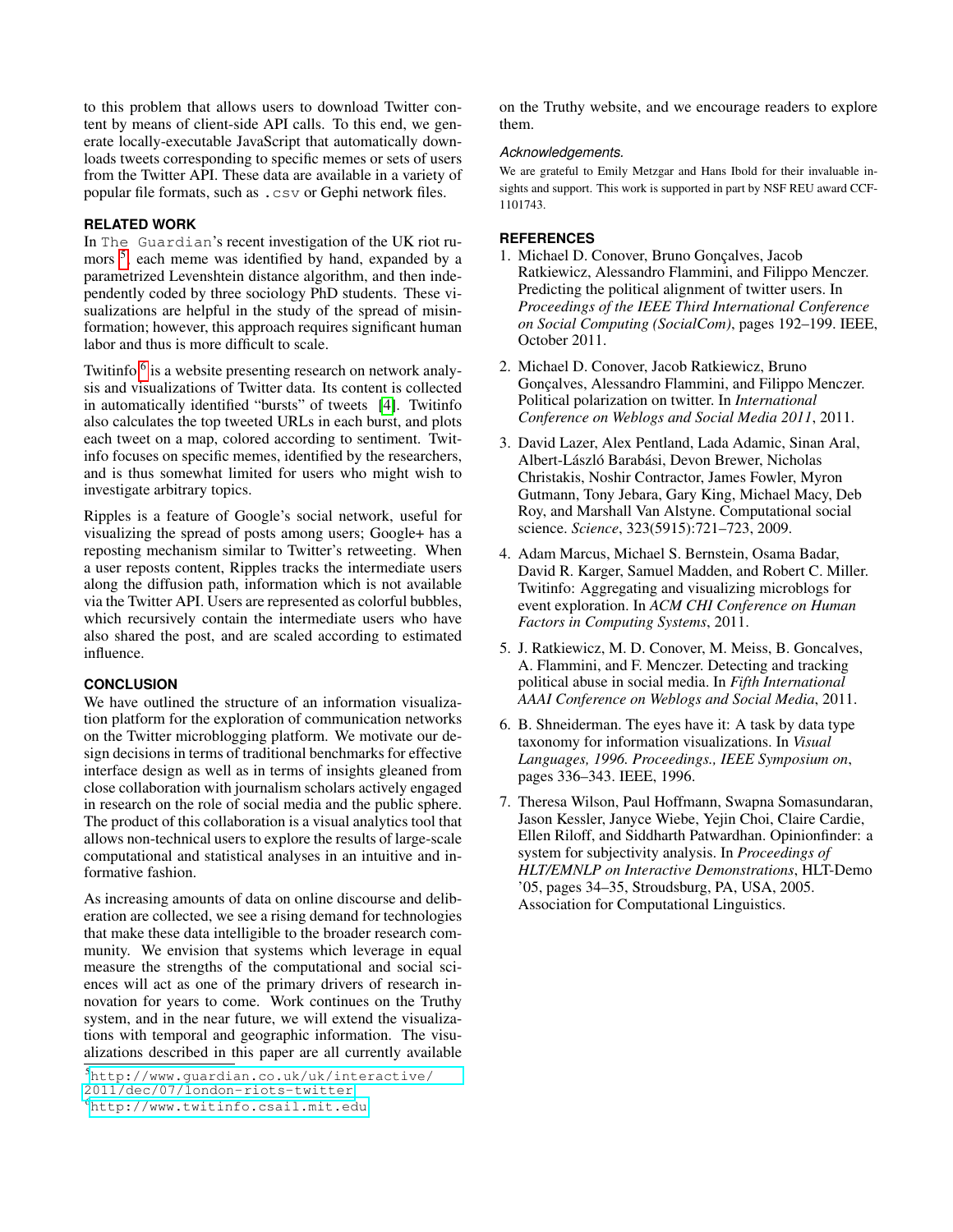to this problem that allows users to download Twitter content by means of client-side API calls. To this end, we generate locally-executable JavaScript that automatically downloads tweets corresponding to specific memes or sets of users from the Twitter API. These data are available in a variety of popular file formats, such as `.csv` or Gephi network files.

## RELATED WORK

In The Guardian's recent investigation of the UK riot rumors [5], each meme was identified by hand, expanded by a parametrized Levenshtein distance algorithm, and then independently coded by three sociology PhD students. These visualizations are helpful in the study of the spread of misinformation; however, this approach requires significant human labor and thus is more difficult to scale.

Twitinfo [6] is a website presenting research on network analysis and visualizations of Twitter data. Its content is collected in automatically identified "bursts" of tweets [4]. Twitinfo also calculates the top tweeted URLs in each burst, and plots each tweet on a map, colored according to sentiment. Twitinfo focuses on specific memes, identified by the researchers, and is thus somewhat limited for users who might wish to investigate arbitrary topics.

Ripples is a feature of Google's social network, useful for visualizing the spread of posts among users; Google+ has a reposting mechanism similar to Twitter's retweeting. When a user reposts content, Ripples tracks the intermediate users along the diffusion path, information which is not available via the Twitter API. Users are represented as colorful bubbles, which recursively contain the intermediate users who have also shared the post, and are scaled according to estimated influence.

## CONCLUSION

We have outlined the structure of an information visualization platform for the exploration of communication networks on the Twitter microblogging platform. We motivate our design decisions in terms of traditional benchmarks for effective interface design as well as in terms of insights gleaned from close collaboration with journalism scholars actively engaged in research on the role of social media and the public sphere. The product of this collaboration is a visual analytics tool that allows non-technical users to explore the results of large-scale computational and statistical analyses in an intuitive and informative fashion.

As increasing amounts of data on online discourse and deliberation are collected, we see a rising demand for technologies that make these data intelligible to the broader research community. We envision that systems which leverage in equal measure the strengths of the computational and social sciences will act as one of the primary drivers of research innovation for years to come. Work continues on the Truthy system, and in the near future, we will extend the visualizations with temporal and geographic information. The visualizations described in this paper are all currently available on the Truthy website, and we encourage readers to explore them.

### *Acknowledgements.*

We are grateful to Emily Metzgar and Hans Ibold for their invaluable insights and support. This work is supported in part by NSF REU award CCF-1101743.

## REFERENCES

1. Michael D. Conover, Bruno Gonçalves, Jacob Ratkiewicz, Alessandro Flammini, and Filippo Menczer. Predicting the political alignment of twitter users. In *Proceedings of the IEEE Third International Conference on Social Computing (SocialCom)*, pages 192–199. IEEE, October 2011.

2. Michael D. Conover, Jacob Ratkiewicz, Bruno Gonçalves, Alessandro Flammini, and Filippo Menczer. Political polarization on twitter. In *International Conference on Weblogs and Social Media 2011*, 2011.

3. David Lazer, Alex Pentland, Lada Adamic, Sinan Aral, Albert-László Barabási, Devon Brewer, Nicholas Christakis, Noshir Contractor, James Fowler, Myron Gutmann, Tony Jebara, Gary King, Michael Macy, Deb Roy, and Marshall Van Alstyne. Computational social science. *Science*, 323(5915):721–723, 2009.

4. Adam Marcus, Michael S. Bernstein, Osama Badar, David R. Karger, Samuel Madden, and Robert C. Miller. Twitinfo: Aggregating and visualizing microblogs for event exploration. In *ACM CHI Conference on Human Factors in Computing Systems*, 2011.

5. J. Ratkiewicz, M. D. Conover, M. Meiss, B. Goncalves, A. Flammini, and F. Menczer. Detecting and tracking political abuse in social media. In *Fifth International AAAI Conference on Weblogs and Social Media*, 2011.

6. B. Shneiderman. The eyes have it: A task by data type taxonomy for information visualizations. In *Visual Languages, 1996. Proceedings., IEEE Symposium on*, pages 336–343. IEEE, 1996.

7. Theresa Wilson, Paul Hoffmann, Swapna Somasundaran, Jason Kessler, Janyce Wiebe, Yejin Choi, Claire Cardie, Ellen Riloff, and Siddharth Patwardhan. Opinionfinder: a system for subjectivity analysis. In *Proceedings of HLT/EMNLP on Interactive Demonstrations*, HLT-Demo '05, pages 34–35, Stroudsburg, PA, USA, 2005. Association for Computational Linguistics.

---

[5] http://www.guardian.co.uk/uk/interactive/2011/dec/07/london-riots-twitter

[6] http://www.twitinfo.csail.mit.edu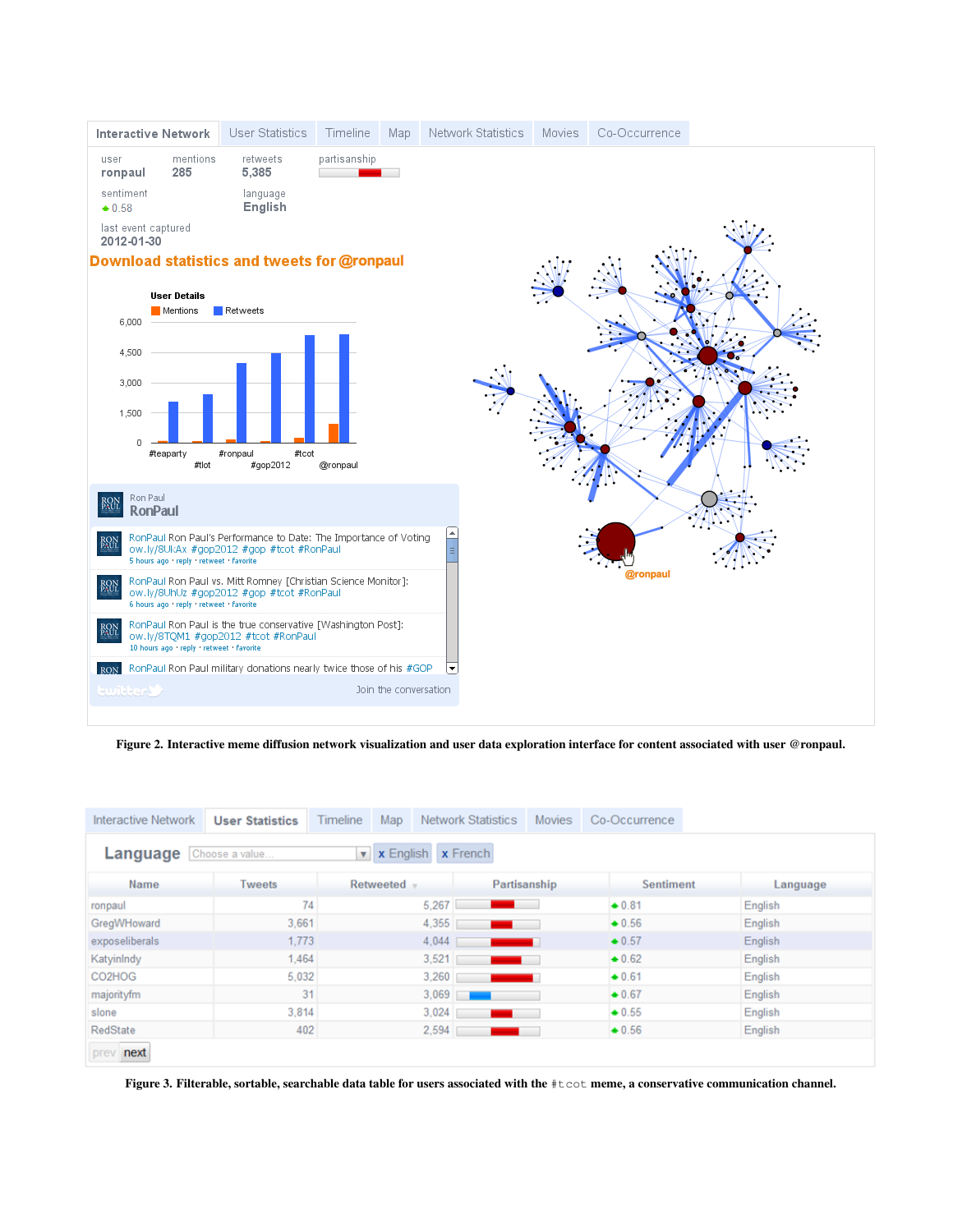Interactive Network | User Statistics | Timeline | Map | Network Statistics | Movies | Co-Occurrence

user
ronpaul

mentions
285

retweets
5,385

partisanship

sentiment
0.58

language
English

last event captured
2012-01-30

Download statistics and tweets for @ronpaul

User Details

Mentions Retweets

6,000
4,500
3,000
1,500
0

#teaparty #tlot #ronpaul #gop2012 #tcot @ronpaul

Ron Paul
RonPaul

RonPaul Ron Paul's Performance to Date: The Importance of Voting ow.ly/8UkAx #gop2012 #gop #tcot #RonPaul
5 hours ago · reply · retweet · favorite

RonPaul Ron Paul vs. Mitt Romney [Christian Science Monitor]: ow.ly/8UhUz #gop2012 #gop #tcot #RonPaul
6 hours ago · reply · retweet · favorite

RonPaul Ron Paul is the true conservative [Washington Post]: ow.ly/8TQM1 #gop2012 #tcot #RonPaul
10 hours ago · reply · retweet · favorite

RonPaul Ron Paul military donations nearly twice those of his #GOP

Join the conversation

@ronpaul

**Figure 2. Interactive meme diffusion network visualization and user data exploration interface for content associated with user @ronpaul.**

Interactive Network | User Statistics | Timeline | Map | Network Statistics | Movies | Co-Occurrence

Language  Choose a value...  x English  x French

| Name | Tweets | Retweeted | Partisanship | Sentiment | Language |
|---|---|---|---|---|---|
| ronpaul | 74 | 5,267 | | 0.81 | English |
| GregWHoward | 3,661 | 4,355 | | 0.56 | English |
| exposeliberals | 1,773 | 4,044 | | 0.57 | English |
| KatyinIndy | 1,464 | 3,521 | | 0.62 | English |
| CO2HOG | 5,032 | 3,260 | | 0.61 | English |
| majorityfm | 31 | 3,069 | | 0.67 | English |
| slone | 3,814 | 3,024 | | 0.55 | English |
| RedState | 402 | 2,594 | | 0.56 | English |

prev next

**Figure 3. Filterable, sortable, searchable data table for users associated with the `#tcot` meme, a conservative communication channel.**